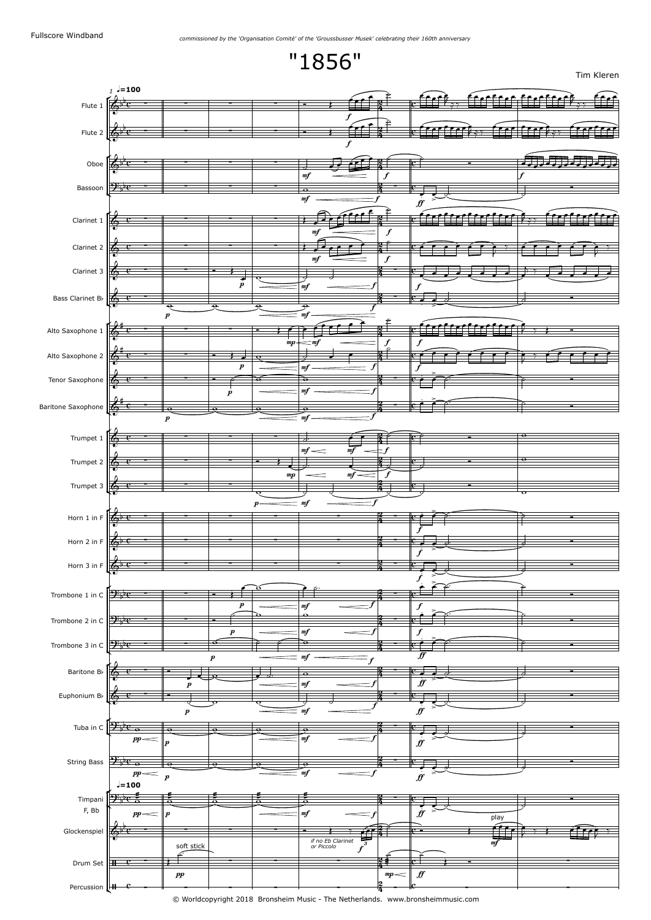Fullscore Windband

*commissioned by the 'Organisation Comité' of the 'Groussbusser Musek' celebrating their 160th anniversary*

# "1856"

Tim Kleren

© Worldcopyright 2018 Bronsheim Music - The Netherlands. www.bronsheimmusic.com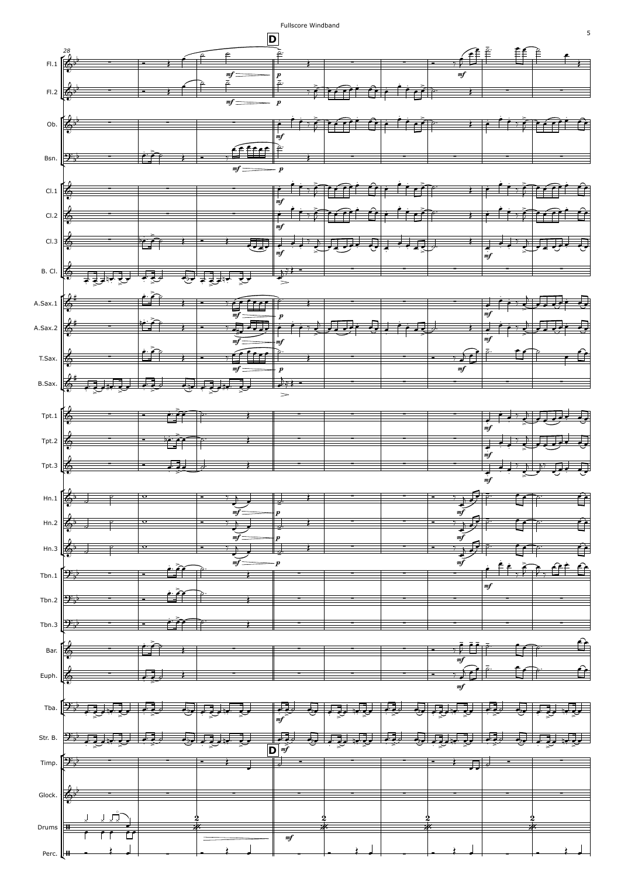Fullscore Windband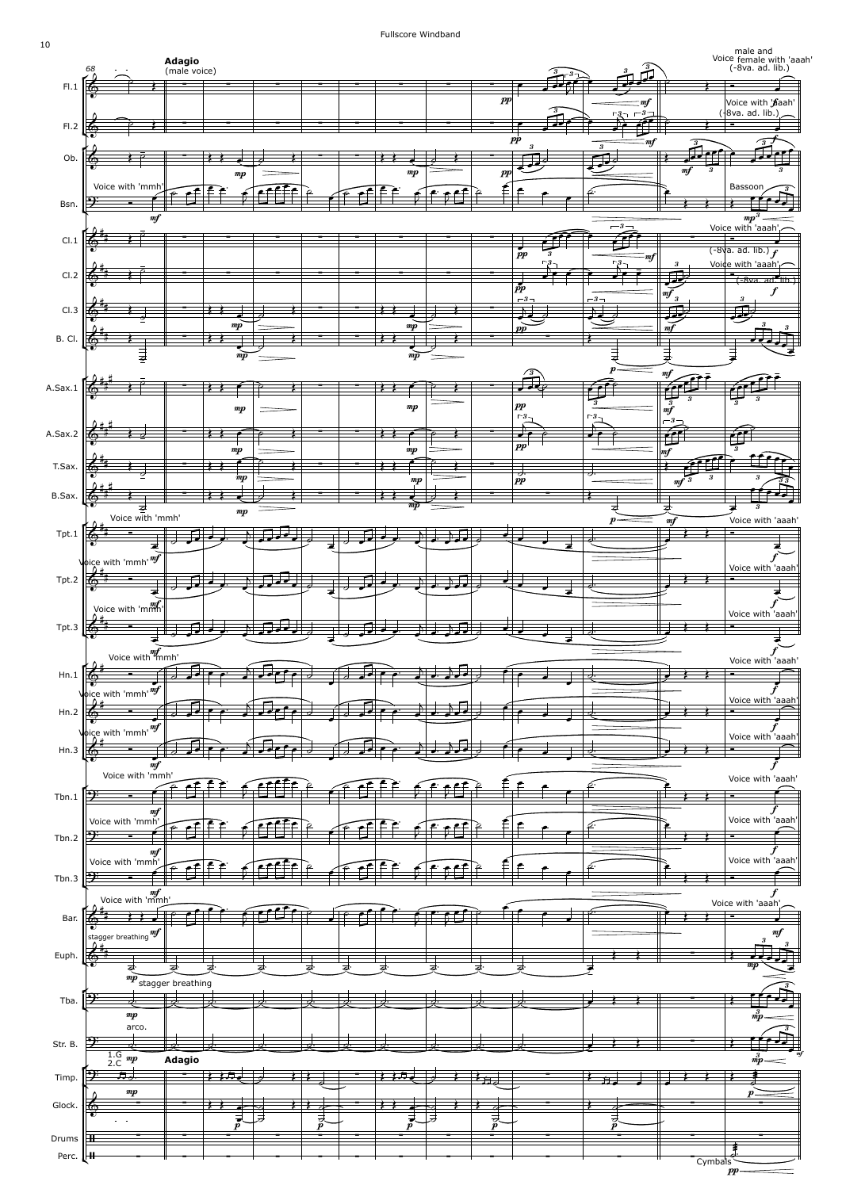Adagio

(male voice)

male and female with 'aaah'
(-8va. ad. lib.)

Voice with 'aaah'
(-8va. ad. lib.)

Voice with 'mmh'

Bassoon

Voice with 'aaah'
(-8va. ad. lib.)

Voice with 'aaah'
(-8va. ad. lib.)

Voice with 'mmh'

Voice with 'aaah'

stagger breathing

stagger breathing

arco.

1.G
2.C

Adagio

Cymbals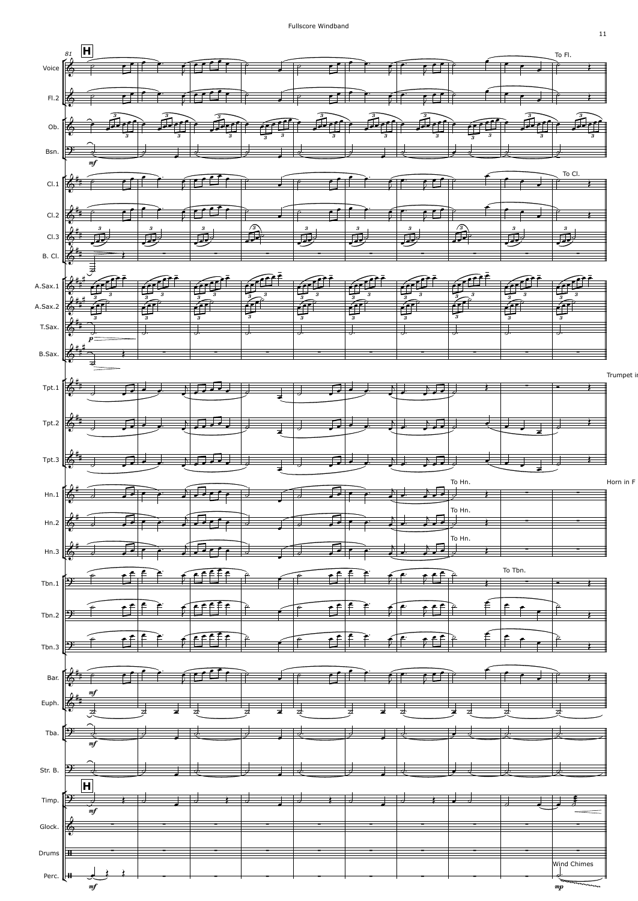Fullscore Windband

H

81

Voice

Fl.2

Ob.

Bsn.

Cl.1

Cl.2

Cl.3

B. Cl.

A.Sax.1

A.Sax.2

T.Sax.

B.Sax.

Tpt.1

Tpt.2

Tpt.3

Hn.1

Hn.2

Hn.3

Tbn.1

Tbn.2

Tbn.3

Bar.

Euph.

Tba.

Str. B.

Timp.

Glock.

Drums

Perc.

To Fl.

To Cl.

Trumpet in

To Hn.

To Hn.

To Hn.

Horn in F

To Tbn.

Wind Chimes

*mf*

*p*

*mp*